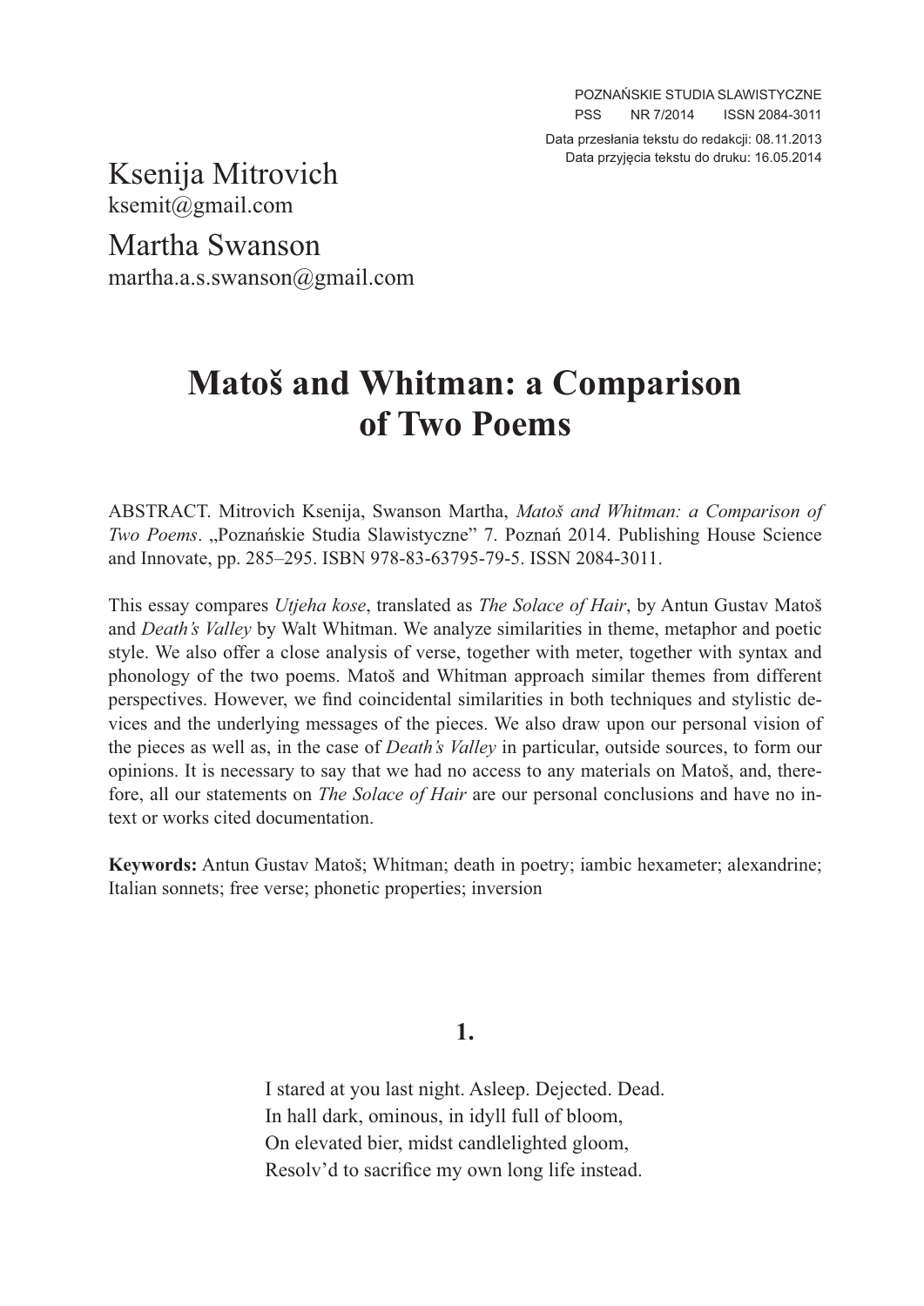Data przesłania tekstu do redakcji: 08.11.2013
Data przyjęcia tekstu do druku: 16.05.2014

Ksenija Mitrovich
ksemit@gmail.com

Martha Swanson
martha.a.s.swanson@gmail.com

# Matoš and Whitman: a Comparison of Two Poems

ABSTRACT. Mitrovich Ksenija, Swanson Martha, *Matoš and Whitman: a Comparison of Two Poems*. „Poznańskie Studia Slawistyczne" 7. Poznań 2014. Publishing House Science and Innovate, pp. 285–295. ISBN 978-83-63795-79-5. ISSN 2084-3011.

This essay compares *Utjeha kose*, translated as *The Solace of Hair*, by Antun Gustav Matoš and *Death's Valley* by Walt Whitman. We analyze similarities in theme, metaphor and poetic style. We also offer a close analysis of verse, together with meter, together with syntax and phonology of the two poems. Matoš and Whitman approach similar themes from different perspectives. However, we find coincidental similarities in both techniques and stylistic devices and the underlying messages of the pieces. We also draw upon our personal vision of the pieces as well as, in the case of *Death's Valley* in particular, outside sources, to form our opinions. It is necessary to say that we had no access to any materials on Matoš, and, therefore, all our statements on *The Solace of Hair* are our personal conclusions and have no in-text or works cited documentation.

**Keywords:** Antun Gustav Matoš; Whitman; death in poetry; iambic hexameter; alexandrine; Italian sonnets; free verse; phonetic properties; inversion

## 1.

I stared at you last night. Asleep. Dejected. Dead.
In hall dark, ominous, in idyll full of bloom,
On elevated bier, midst candlelighted gloom,
Resolv'd to sacrifice my own long life instead.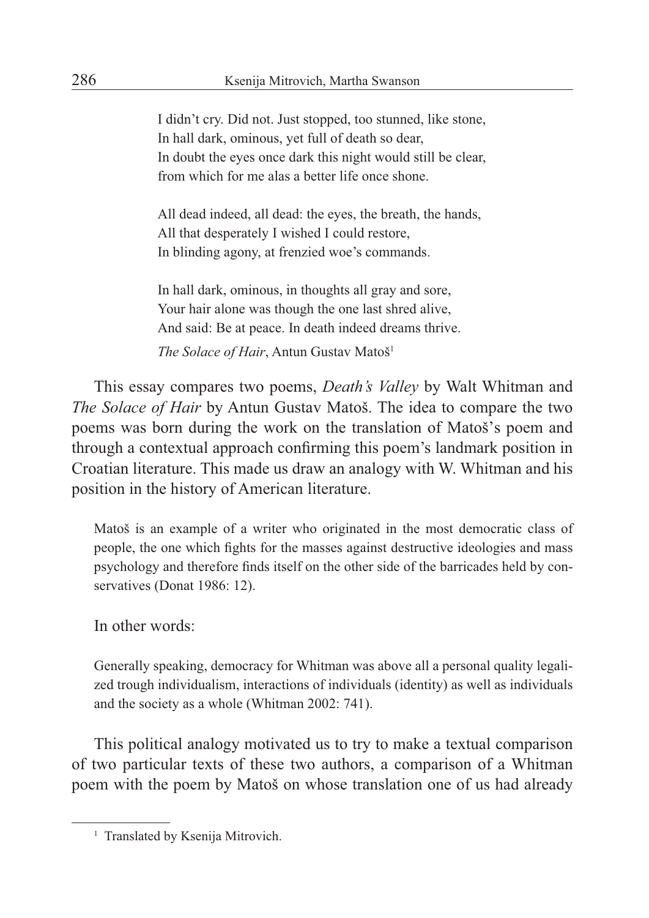I didn't cry. Did not. Just stopped, too stunned, like stone,
In hall dark, ominous, yet full of death so dear,
In doubt the eyes once dark this night would still be clear,
from which for me alas a better life once shone.

All dead indeed, all dead: the eyes, the breath, the hands,
All that desperately I wished I could restore,
In blinding agony, at frenzied woe's commands.

In hall dark, ominous, in thoughts all gray and sore,
Your hair alone was though the one last shred alive,
And said: Be at peace. In death indeed dreams thrive.

*The Solace of Hair*, Antun Gustav Matoš[1]

This essay compares two poems, *Death's Valley* by Walt Whitman and *The Solace of Hair* by Antun Gustav Matoš. The idea to compare the two poems was born during the work on the translation of Matoš's poem and through a contextual approach confirming this poem's landmark position in Croatian literature. This made us draw an analogy with W. Whitman and his position in the history of American literature.

> Matoš is an example of a writer who originated in the most democratic class of people, the one which fights for the masses against destructive ideologies and mass psychology and therefore finds itself on the other side of the barricades held by conservatives (Donat 1986: 12).

In other words:

> Generally speaking, democracy for Whitman was above all a personal quality legalized trough individualism, interactions of individuals (identity) as well as individuals and the society as a whole (Whitman 2002: 741).

This political analogy motivated us to try to make a textual comparison of two particular texts of these two authors, a comparison of a Whitman poem with the poem by Matoš on whose translation one of us had already

[1] Translated by Ksenija Mitrovich.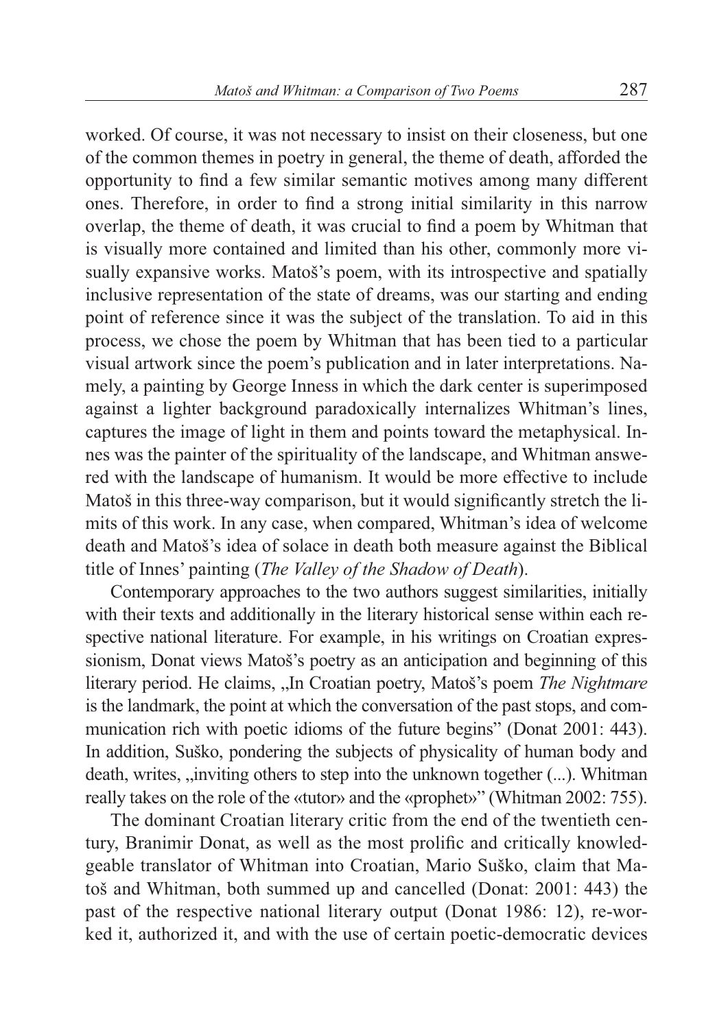worked. Of course, it was not necessary to insist on their closeness, but one of the common themes in poetry in general, the theme of death, afforded the opportunity to find a few similar semantic motives among many different ones. Therefore, in order to find a strong initial similarity in this narrow overlap, the theme of death, it was crucial to find a poem by Whitman that is visually more contained and limited than his other, commonly more visually expansive works. Matoš's poem, with its introspective and spatially inclusive representation of the state of dreams, was our starting and ending point of reference since it was the subject of the translation. To aid in this process, we chose the poem by Whitman that has been tied to a particular visual artwork since the poem's publication and in later interpretations. Namely, a painting by George Inness in which the dark center is superimposed against a lighter background paradoxically internalizes Whitman's lines, captures the image of light in them and points toward the metaphysical. Innes was the painter of the spirituality of the landscape, and Whitman answered with the landscape of humanism. It would be more effective to include Matoš in this three-way comparison, but it would significantly stretch the limits of this work. In any case, when compared, Whitman's idea of welcome death and Matoš's idea of solace in death both measure against the Biblical title of Innes' painting (*The Valley of the Shadow of Death*).

Contemporary approaches to the two authors suggest similarities, initially with their texts and additionally in the literary historical sense within each respective national literature. For example, in his writings on Croatian expressionism, Donat views Matoš's poetry as an anticipation and beginning of this literary period. He claims, „In Croatian poetry, Matoš's poem *The Nightmare* is the landmark, the point at which the conversation of the past stops, and communication rich with poetic idioms of the future begins" (Donat 2001: 443). In addition, Suško, pondering the subjects of physicality of human body and death, writes, „inviting others to step into the unknown together (...). Whitman really takes on the role of the «tutor» and the «prophet»" (Whitman 2002: 755).

The dominant Croatian literary critic from the end of the twentieth century, Branimir Donat, as well as the most prolific and critically knowledgeable translator of Whitman into Croatian, Mario Suško, claim that Matoš and Whitman, both summed up and cancelled (Donat: 2001: 443) the past of the respective national literary output (Donat 1986: 12), re-worked it, authorized it, and with the use of certain poetic-democratic devices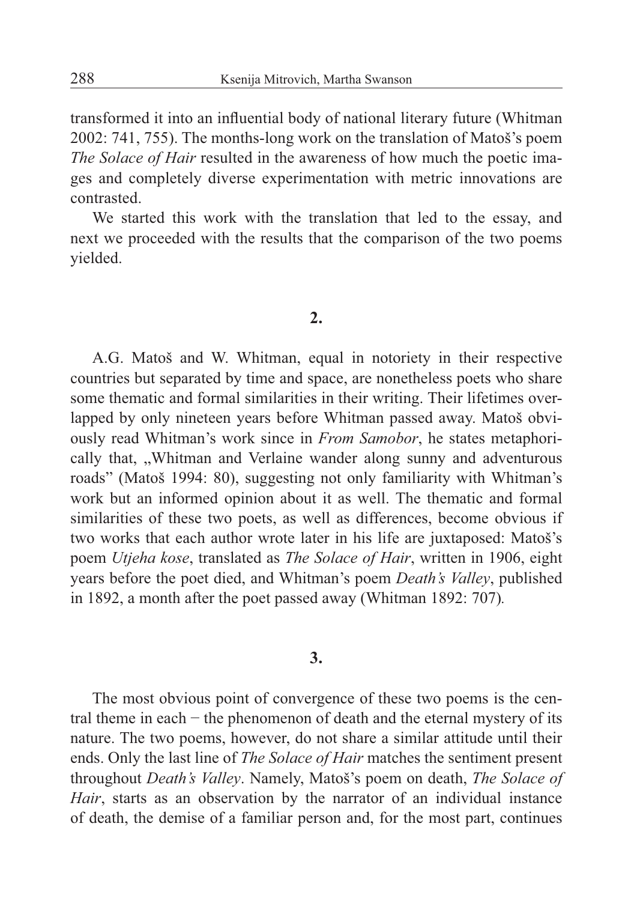transformed it into an influential body of national literary future (Whitman 2002: 741, 755). The months-long work on the translation of Matoš's poem *The Solace of Hair* resulted in the awareness of how much the poetic images and completely diverse experimentation with metric innovations are contrasted.

We started this work with the translation that led to the essay, and next we proceeded with the results that the comparison of the two poems yielded.

## 2.

A.G. Matoš and W. Whitman, equal in notoriety in their respective countries but separated by time and space, are nonetheless poets who share some thematic and formal similarities in their writing. Their lifetimes overlapped by only nineteen years before Whitman passed away. Matoš obviously read Whitman's work since in *From Samobor*, he states metaphorically that, „Whitman and Verlaine wander along sunny and adventurous roads" (Matoš 1994: 80), suggesting not only familiarity with Whitman's work but an informed opinion about it as well. The thematic and formal similarities of these two poets, as well as differences, become obvious if two works that each author wrote later in his life are juxtaposed: Matoš's poem *Utjeha kose*, translated as *The Solace of Hair*, written in 1906, eight years before the poet died, and Whitman's poem *Death's Valley*, published in 1892, a month after the poet passed away (Whitman 1892: 707).

## 3.

The most obvious point of convergence of these two poems is the central theme in each − the phenomenon of death and the eternal mystery of its nature. The two poems, however, do not share a similar attitude until their ends. Only the last line of *The Solace of Hair* matches the sentiment present throughout *Death's Valley*. Namely, Matoš's poem on death, *The Solace of Hair*, starts as an observation by the narrator of an individual instance of death, the demise of a familiar person and, for the most part, continues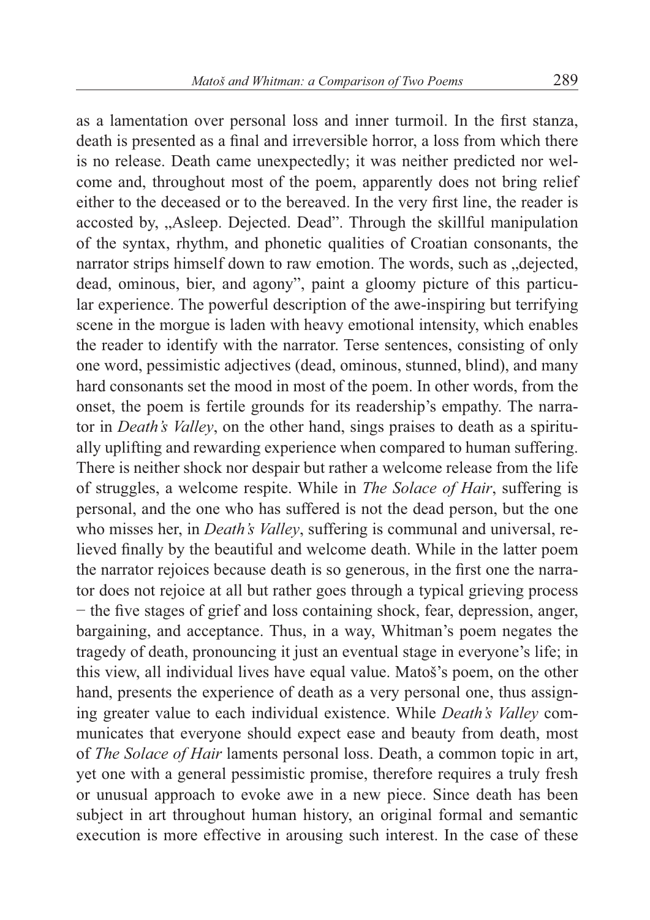as a lamentation over personal loss and inner turmoil. In the first stanza, death is presented as a final and irreversible horror, a loss from which there is no release. Death came unexpectedly; it was neither predicted nor welcome and, throughout most of the poem, apparently does not bring relief either to the deceased or to the bereaved. In the very first line, the reader is accosted by, „Asleep. Dejected. Dead". Through the skillful manipulation of the syntax, rhythm, and phonetic qualities of Croatian consonants, the narrator strips himself down to raw emotion. The words, such as „dejected, dead, ominous, bier, and agony", paint a gloomy picture of this particular experience. The powerful description of the awe-inspiring but terrifying scene in the morgue is laden with heavy emotional intensity, which enables the reader to identify with the narrator. Terse sentences, consisting of only one word, pessimistic adjectives (dead, ominous, stunned, blind), and many hard consonants set the mood in most of the poem. In other words, from the onset, the poem is fertile grounds for its readership's empathy. The narrator in *Death's Valley*, on the other hand, sings praises to death as a spiritually uplifting and rewarding experience when compared to human suffering. There is neither shock nor despair but rather a welcome release from the life of struggles, a welcome respite. While in *The Solace of Hair*, suffering is personal, and the one who has suffered is not the dead person, but the one who misses her, in *Death's Valley*, suffering is communal and universal, relieved finally by the beautiful and welcome death. While in the latter poem the narrator rejoices because death is so generous, in the first one the narrator does not rejoice at all but rather goes through a typical grieving process − the five stages of grief and loss containing shock, fear, depression, anger, bargaining, and acceptance. Thus, in a way, Whitman's poem negates the tragedy of death, pronouncing it just an eventual stage in everyone's life; in this view, all individual lives have equal value. Matoš's poem, on the other hand, presents the experience of death as a very personal one, thus assigning greater value to each individual existence. While *Death's Valley* communicates that everyone should expect ease and beauty from death, most of *The Solace of Hair* laments personal loss. Death, a common topic in art, yet one with a general pessimistic promise, therefore requires a truly fresh or unusual approach to evoke awe in a new piece. Since death has been subject in art throughout human history, an original formal and semantic execution is more effective in arousing such interest. In the case of these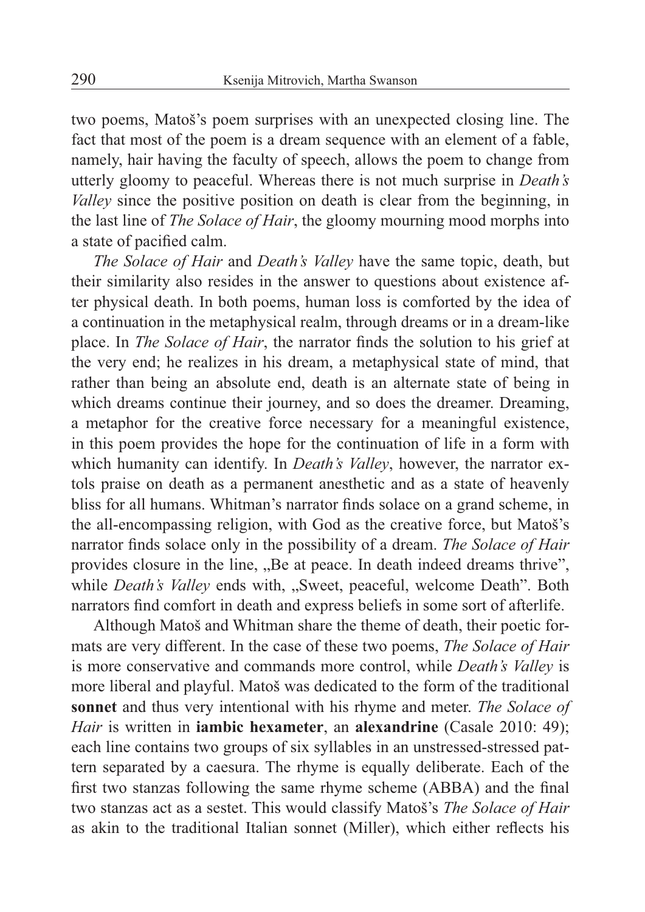two poems, Matoš's poem surprises with an unexpected closing line. The fact that most of the poem is a dream sequence with an element of a fable, namely, hair having the faculty of speech, allows the poem to change from utterly gloomy to peaceful. Whereas there is not much surprise in *Death's Valley* since the positive position on death is clear from the beginning, in the last line of *The Solace of Hair*, the gloomy mourning mood morphs into a state of pacified calm.

*The Solace of Hair* and *Death's Valley* have the same topic, death, but their similarity also resides in the answer to questions about existence after physical death. In both poems, human loss is comforted by the idea of a continuation in the metaphysical realm, through dreams or in a dream-like place. In *The Solace of Hair*, the narrator finds the solution to his grief at the very end; he realizes in his dream, a metaphysical state of mind, that rather than being an absolute end, death is an alternate state of being in which dreams continue their journey, and so does the dreamer. Dreaming, a metaphor for the creative force necessary for a meaningful existence, in this poem provides the hope for the continuation of life in a form with which humanity can identify. In *Death's Valley*, however, the narrator extols praise on death as a permanent anesthetic and as a state of heavenly bliss for all humans. Whitman's narrator finds solace on a grand scheme, in the all-encompassing religion, with God as the creative force, but Matoš's narrator finds solace only in the possibility of a dream. *The Solace of Hair* provides closure in the line, „Be at peace. In death indeed dreams thrive", while *Death's Valley* ends with, „Sweet, peaceful, welcome Death". Both narrators find comfort in death and express beliefs in some sort of afterlife.

Although Matoš and Whitman share the theme of death, their poetic formats are very different. In the case of these two poems, *The Solace of Hair* is more conservative and commands more control, while *Death's Valley* is more liberal and playful. Matoš was dedicated to the form of the traditional **sonnet** and thus very intentional with his rhyme and meter. *The Solace of Hair* is written in **iambic hexameter**, an **alexandrine** (Casale 2010: 49); each line contains two groups of six syllables in an unstressed-stressed pattern separated by a caesura. The rhyme is equally deliberate. Each of the first two stanzas following the same rhyme scheme (ABBA) and the final two stanzas act as a sestet. This would classify Matoš's *The Solace of Hair* as akin to the traditional Italian sonnet (Miller), which either reflects his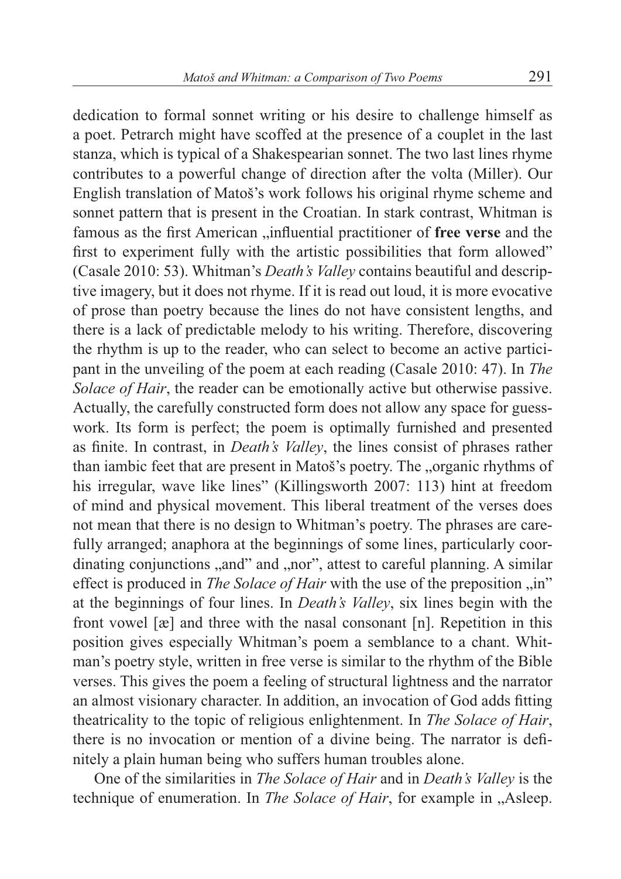dedication to formal sonnet writing or his desire to challenge himself as a poet. Petrarch might have scoffed at the presence of a couplet in the last stanza, which is typical of a Shakespearian sonnet. The two last lines rhyme contributes to a powerful change of direction after the volta (Miller). Our English translation of Matoš's work follows his original rhyme scheme and sonnet pattern that is present in the Croatian. In stark contrast, Whitman is famous as the first American „influential practitioner of **free verse** and the first to experiment fully with the artistic possibilities that form allowed" (Casale 2010: 53). Whitman's *Death's Valley* contains beautiful and descriptive imagery, but it does not rhyme. If it is read out loud, it is more evocative of prose than poetry because the lines do not have consistent lengths, and there is a lack of predictable melody to his writing. Therefore, discovering the rhythm is up to the reader, who can select to become an active participant in the unveiling of the poem at each reading (Casale 2010: 47). In *The Solace of Hair*, the reader can be emotionally active but otherwise passive. Actually, the carefully constructed form does not allow any space for guesswork. Its form is perfect; the poem is optimally furnished and presented as finite. In contrast, in *Death's Valley*, the lines consist of phrases rather than iambic feet that are present in Matoš's poetry. The „organic rhythms of his irregular, wave like lines" (Killingsworth 2007: 113) hint at freedom of mind and physical movement. This liberal treatment of the verses does not mean that there is no design to Whitman's poetry. The phrases are carefully arranged; anaphora at the beginnings of some lines, particularly coordinating conjunctions „and" and „nor", attest to careful planning. A similar effect is produced in *The Solace of Hair* with the use of the preposition „in" at the beginnings of four lines. In *Death's Valley*, six lines begin with the front vowel [æ] and three with the nasal consonant [n]. Repetition in this position gives especially Whitman's poem a semblance to a chant. Whitman's poetry style, written in free verse is similar to the rhythm of the Bible verses. This gives the poem a feeling of structural lightness and the narrator an almost visionary character. In addition, an invocation of God adds fitting theatricality to the topic of religious enlightenment. In *The Solace of Hair*, there is no invocation or mention of a divine being. The narrator is definitely a plain human being who suffers human troubles alone.

One of the similarities in *The Solace of Hair* and in *Death's Valley* is the technique of enumeration. In *The Solace of Hair*, for example in „Asleep.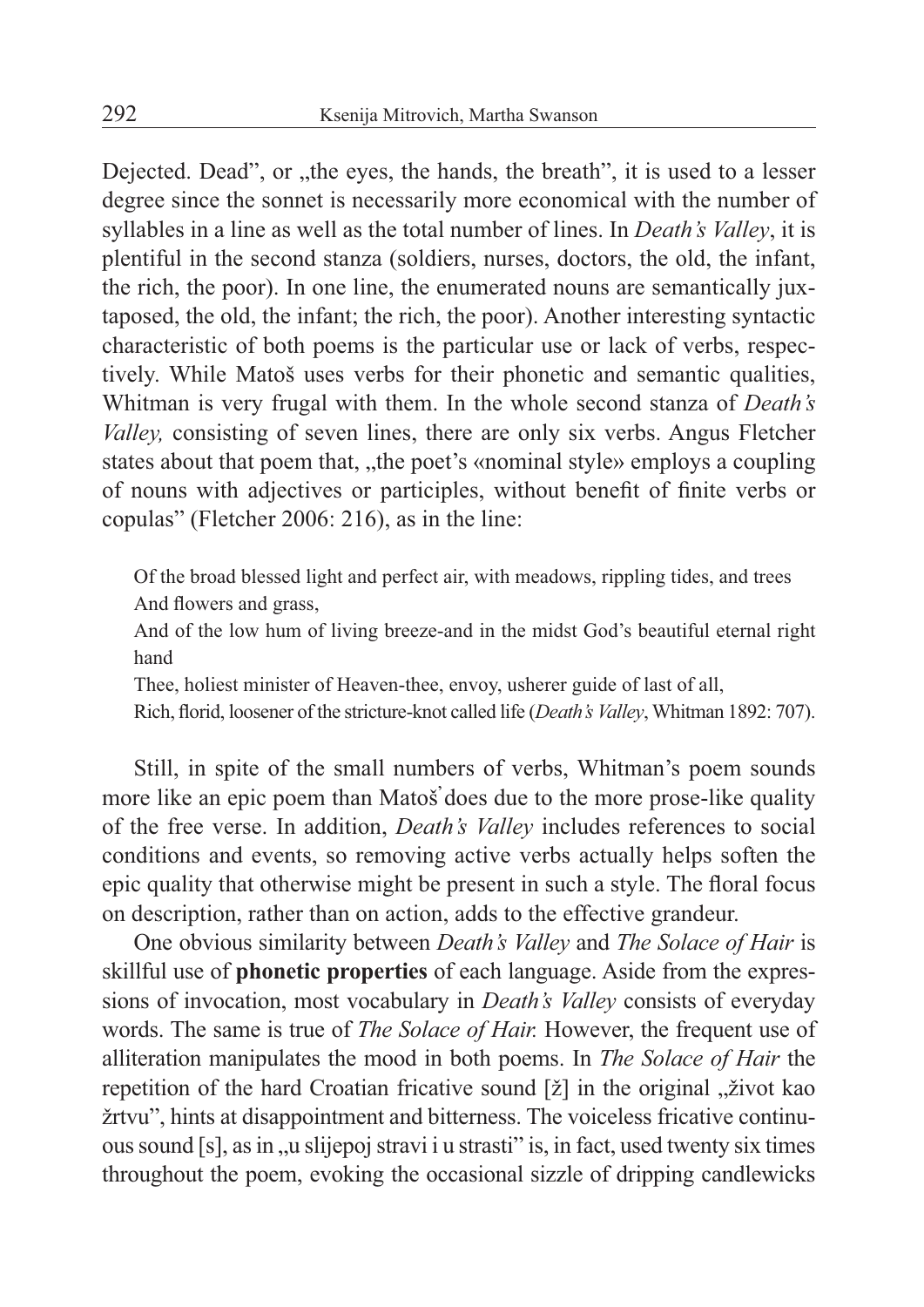Dejected. Dead", or „the eyes, the hands, the breath", it is used to a lesser degree since the sonnet is necessarily more economical with the number of syllables in a line as well as the total number of lines. In *Death's Valley*, it is plentiful in the second stanza (soldiers, nurses, doctors, the old, the infant, the rich, the poor). In one line, the enumerated nouns are semantically juxtaposed, the old, the infant; the rich, the poor). Another interesting syntactic characteristic of both poems is the particular use or lack of verbs, respectively. While Matoš uses verbs for their phonetic and semantic qualities, Whitman is very frugal with them. In the whole second stanza of *Death's Valley,* consisting of seven lines, there are only six verbs. Angus Fletcher states about that poem that, „the poet's «nominal style» employs a coupling of nouns with adjectives or participles, without benefit of finite verbs or copulas" (Fletcher 2006: 216), as in the line:

> Of the broad blessed light and perfect air, with meadows, rippling tides, and trees
> And flowers and grass,
> And of the low hum of living breeze-and in the midst God's beautiful eternal right hand
> Thee, holiest minister of Heaven-thee, envoy, usherer guide of last of all,
> Rich, florid, loosener of the stricture-knot called life (*Death's Valley*, Whitman 1892: 707).

Still, in spite of the small numbers of verbs, Whitman's poem sounds more like an epic poem than Matoš' does due to the more prose-like quality of the free verse. In addition, *Death's Valley* includes references to social conditions and events, so removing active verbs actually helps soften the epic quality that otherwise might be present in such a style. The floral focus on description, rather than on action, adds to the effective grandeur.

One obvious similarity between *Death's Valley* and *The Solace of Hair* is skillful use of **phonetic properties** of each language. Aside from the expressions of invocation, most vocabulary in *Death's Valley* consists of everyday words. The same is true of *The Solace of Hair.* However, the frequent use of alliteration manipulates the mood in both poems. In *The Solace of Hair* the repetition of the hard Croatian fricative sound [ž] in the original „život kao žrtvu", hints at disappointment and bitterness. The voiceless fricative continuous sound [s], as in „u slijepoj stravi i u strasti" is, in fact, used twenty six times throughout the poem, evoking the occasional sizzle of dripping candlewicks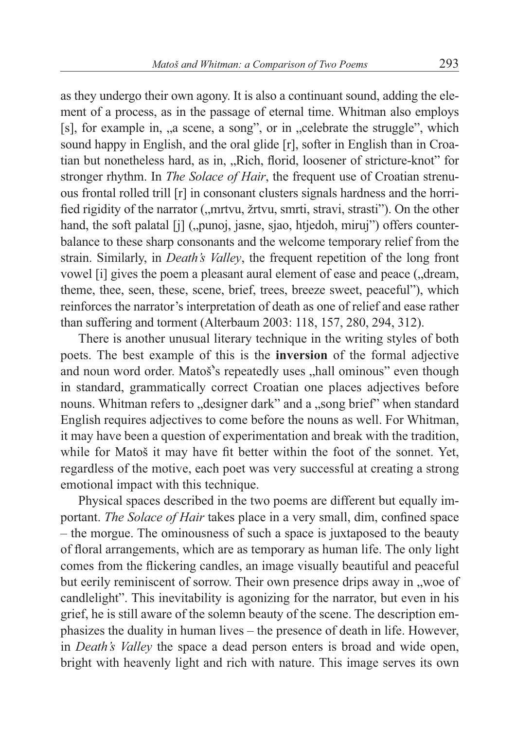as they undergo their own agony. It is also a continuant sound, adding the element of a process, as in the passage of eternal time. Whitman also employs [s], for example in, „a scene, a song", or in „celebrate the struggle", which sound happy in English, and the oral glide [r], softer in English than in Croatian but nonetheless hard, as in, „Rich, florid, loosener of stricture-knot" for stronger rhythm. In *The Solace of Hair*, the frequent use of Croatian strenuous frontal rolled trill [r] in consonant clusters signals hardness and the horrified rigidity of the narrator („mrtvu, žrtvu, smrti, stravi, strasti"). On the other hand, the soft palatal [j] („punoj, jasne, sjao, htjedoh, miruj") offers counterbalance to these sharp consonants and the welcome temporary relief from the strain. Similarly, in *Death's Valley*, the frequent repetition of the long front vowel [i] gives the poem a pleasant aural element of ease and peace („dream, theme, thee, seen, these, scene, brief, trees, breeze sweet, peaceful"), which reinforces the narrator's interpretation of death as one of relief and ease rather than suffering and torment (Alterbaum 2003: 118, 157, 280, 294, 312).

There is another unusual literary technique in the writing styles of both poets. The best example of this is the **inversion** of the formal adjective and noun word order. Matoš's repeatedly uses „hall ominous" even though in standard, grammatically correct Croatian one places adjectives before nouns. Whitman refers to „designer dark" and a „song brief" when standard English requires adjectives to come before the nouns as well. For Whitman, it may have been a question of experimentation and break with the tradition, while for Matoš it may have fit better within the foot of the sonnet. Yet, regardless of the motive, each poet was very successful at creating a strong emotional impact with this technique.

Physical spaces described in the two poems are different but equally important. *The Solace of Hair* takes place in a very small, dim, confined space – the morgue. The ominousness of such a space is juxtaposed to the beauty of floral arrangements, which are as temporary as human life. The only light comes from the flickering candles, an image visually beautiful and peaceful but eerily reminiscent of sorrow. Their own presence drips away in „woe of candlelight". This inevitability is agonizing for the narrator, but even in his grief, he is still aware of the solemn beauty of the scene. The description emphasizes the duality in human lives – the presence of death in life. However, in *Death's Valley* the space a dead person enters is broad and wide open, bright with heavenly light and rich with nature. This image serves its own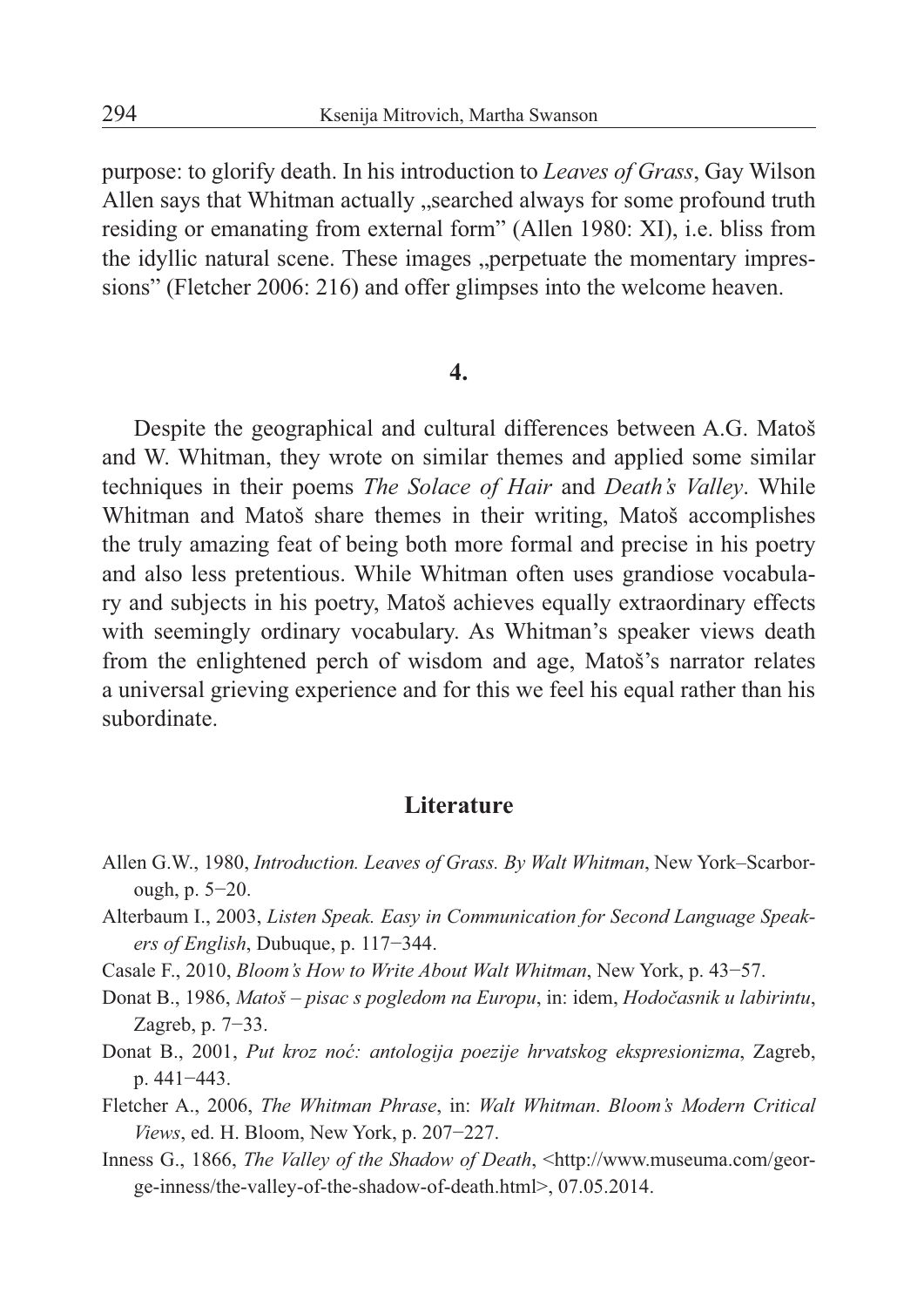purpose: to glorify death. In his introduction to *Leaves of Grass*, Gay Wilson Allen says that Whitman actually „searched always for some profound truth residing or emanating from external form" (Allen 1980: XI), i.e. bliss from the idyllic natural scene. These images „perpetuate the momentary impressions" (Fletcher 2006: 216) and offer glimpses into the welcome heaven.

## 4.

Despite the geographical and cultural differences between A.G. Matoš and W. Whitman, they wrote on similar themes and applied some similar techniques in their poems *The Solace of Hair* and *Death's Valley*. While Whitman and Matoš share themes in their writing, Matoš accomplishes the truly amazing feat of being both more formal and precise in his poetry and also less pretentious. While Whitman often uses grandiose vocabulary and subjects in his poetry, Matoš achieves equally extraordinary effects with seemingly ordinary vocabulary. As Whitman's speaker views death from the enlightened perch of wisdom and age, Matoš's narrator relates a universal grieving experience and for this we feel his equal rather than his subordinate.

## Literature

Allen G.W., 1980, *Introduction. Leaves of Grass. By Walt Whitman*, New York–Scarborough, p. 5−20.

Alterbaum I., 2003, *Listen Speak. Easy in Communication for Second Language Speakers of English*, Dubuque, p. 117−344.

Casale F., 2010, *Bloom's How to Write About Walt Whitman*, New York, p. 43−57.

Donat B., 1986, *Matoš – pisac s pogledom na Europu*, in: idem, *Hodočasnik u labirintu*, Zagreb, p. 7−33.

Donat B., 2001, *Put kroz noć: antologija poezije hrvatskog ekspresionizma*, Zagreb, p. 441−443.

Fletcher A., 2006, *The Whitman Phrase*, in: *Walt Whitman*. *Bloom's Modern Critical Views*, ed. H. Bloom, New York, p. 207−227.

Inness G., 1866, *The Valley of the Shadow of Death*, <http://www.museuma.com/george-inness/the-valley-of-the-shadow-of-death.html>, 07.05.2014.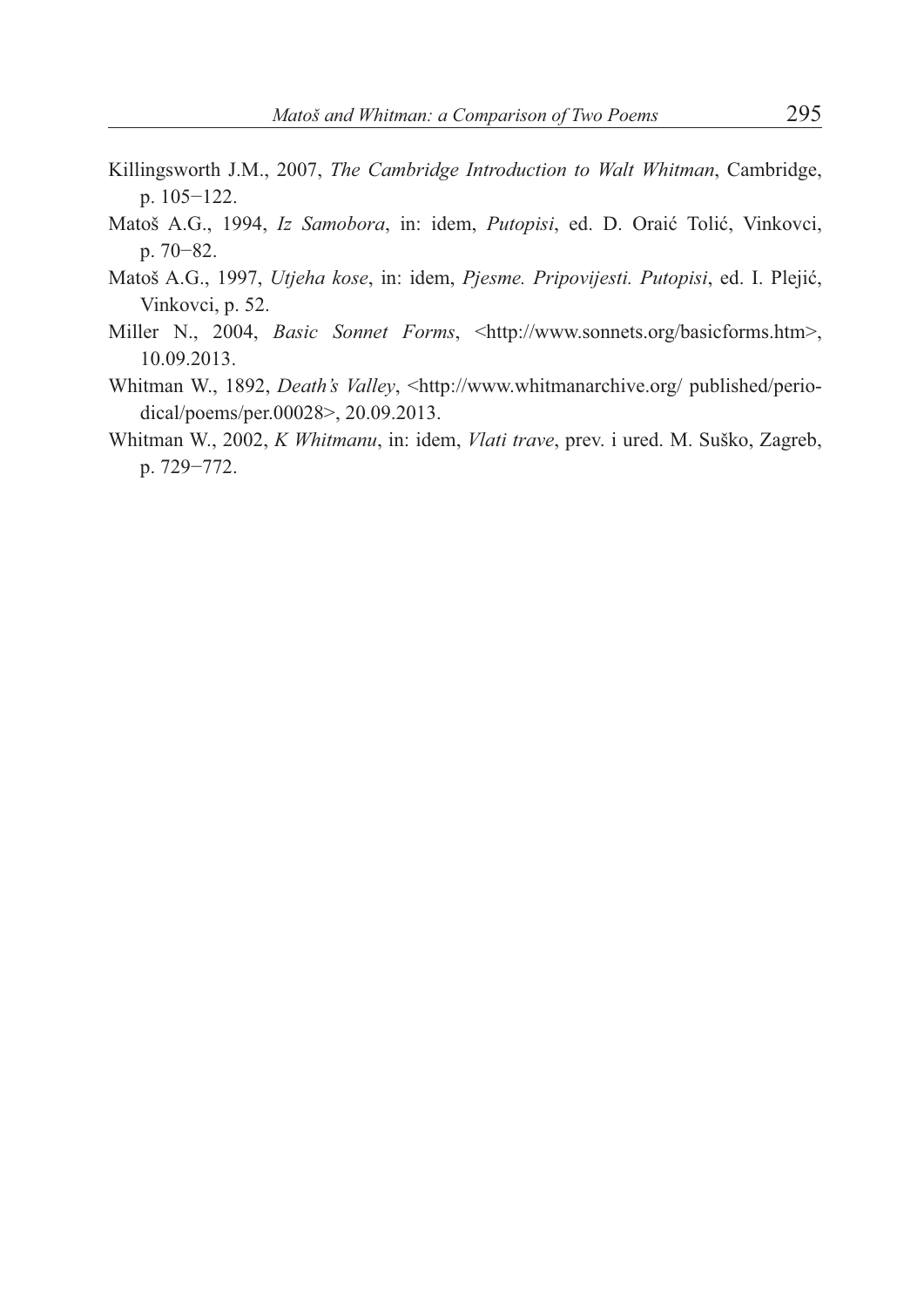Killingsworth J.M., 2007, *The Cambridge Introduction to Walt Whitman*, Cambridge, p. 105−122.

Matoš A.G., 1994, *Iz Samobora*, in: idem, *Putopisi*, ed. D. Oraić Tolić, Vinkovci, p. 70−82.

Matoš A.G., 1997, *Utjeha kose*, in: idem, *Pjesme. Pripovijesti. Putopisi*, ed. I. Plejić, Vinkovci, p. 52.

Miller N., 2004, *Basic Sonnet Forms*, <http://www.sonnets.org/basicforms.htm>, 10.09.2013.

Whitman W., 1892, *Death's Valley*, <http://www.whitmanarchive.org/ published/periodical/poems/per.00028>, 20.09.2013.

Whitman W., 2002, *K Whitmanu*, in: idem, *Vlati trave*, prev. i ured. M. Suško, Zagreb, p. 729−772.